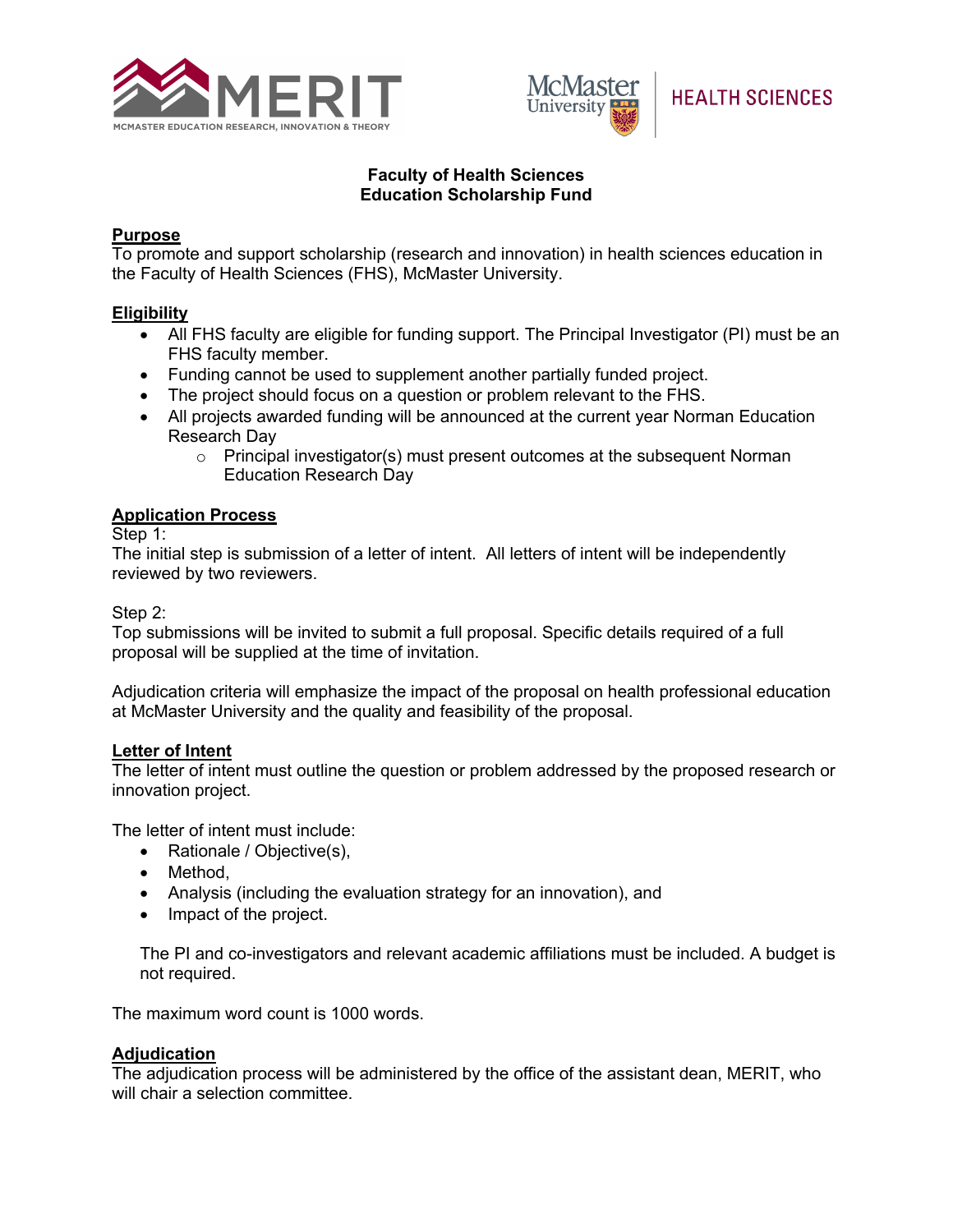# Faculty of Health Sciences
# Education Scholarship Fund

## Purpose

To promote and support scholarship (research and innovation) in health sciences education in the Faculty of Health Sciences (FHS), McMaster University.

## Eligibility

- All FHS faculty are eligible for funding support. The Principal Investigator (PI) must be an FHS faculty member.
- Funding cannot be used to supplement another partially funded project.
- The project should focus on a question or problem relevant to the FHS.
- All projects awarded funding will be announced at the current year Norman Education Research Day
    - Principal investigator(s) must present outcomes at the subsequent Norman Education Research Day

## Application Process

Step 1:
The initial step is submission of a letter of intent. All letters of intent will be independently reviewed by two reviewers.

Step 2:
Top submissions will be invited to submit a full proposal. Specific details required of a full proposal will be supplied at the time of invitation.

Adjudication criteria will emphasize the impact of the proposal on health professional education at McMaster University and the quality and feasibility of the proposal.

## Letter of Intent

The letter of intent must outline the question or problem addressed by the proposed research or innovation project.

The letter of intent must include:

- Rationale / Objective(s),
- Method,
- Analysis (including the evaluation strategy for an innovation), and
- Impact of the project.

The PI and co-investigators and relevant academic affiliations must be included. A budget is not required.

The maximum word count is 1000 words.

## Adjudication

The adjudication process will be administered by the office of the assistant dean, MERIT, who will chair a selection committee.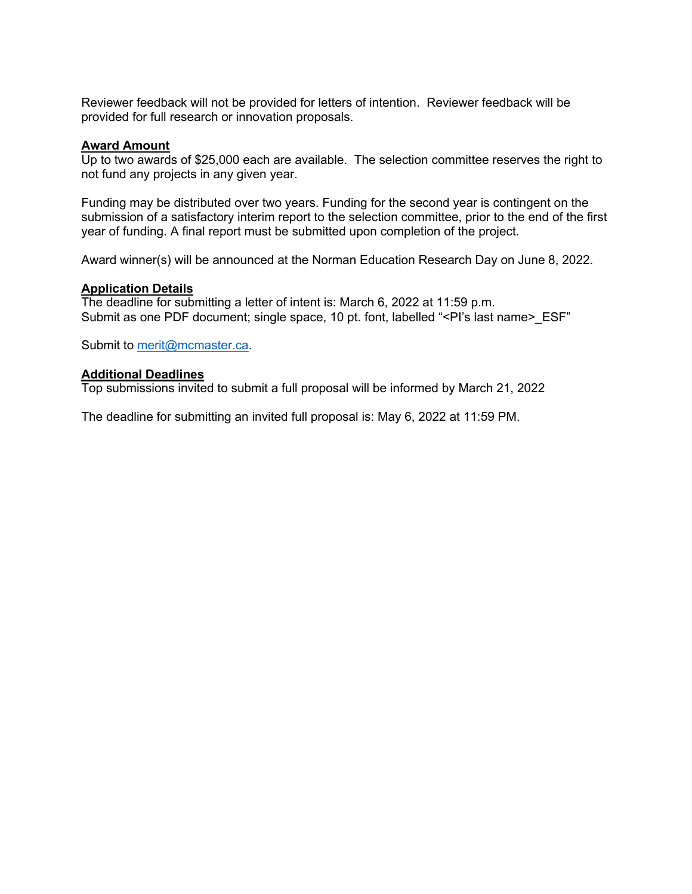Reviewer feedback will not be provided for letters of intention. Reviewer feedback will be provided for full research or innovation proposals.

**Award Amount**

Up to two awards of $25,000 each are available. The selection committee reserves the right to not fund any projects in any given year.

Funding may be distributed over two years. Funding for the second year is contingent on the submission of a satisfactory interim report to the selection committee, prior to the end of the first year of funding. A final report must be submitted upon completion of the project.

Award winner(s) will be announced at the Norman Education Research Day on June 8, 2022.

**Application Details**

The deadline for submitting a letter of intent is: March 6, 2022 at 11:59 p.m.
Submit as one PDF document; single space, 10 pt. font, labelled "<PI's last name>_ESF"

Submit to merit@mcmaster.ca.

**Additional Deadlines**

Top submissions invited to submit a full proposal will be informed by March 21, 2022

The deadline for submitting an invited full proposal is: May 6, 2022 at 11:59 PM.